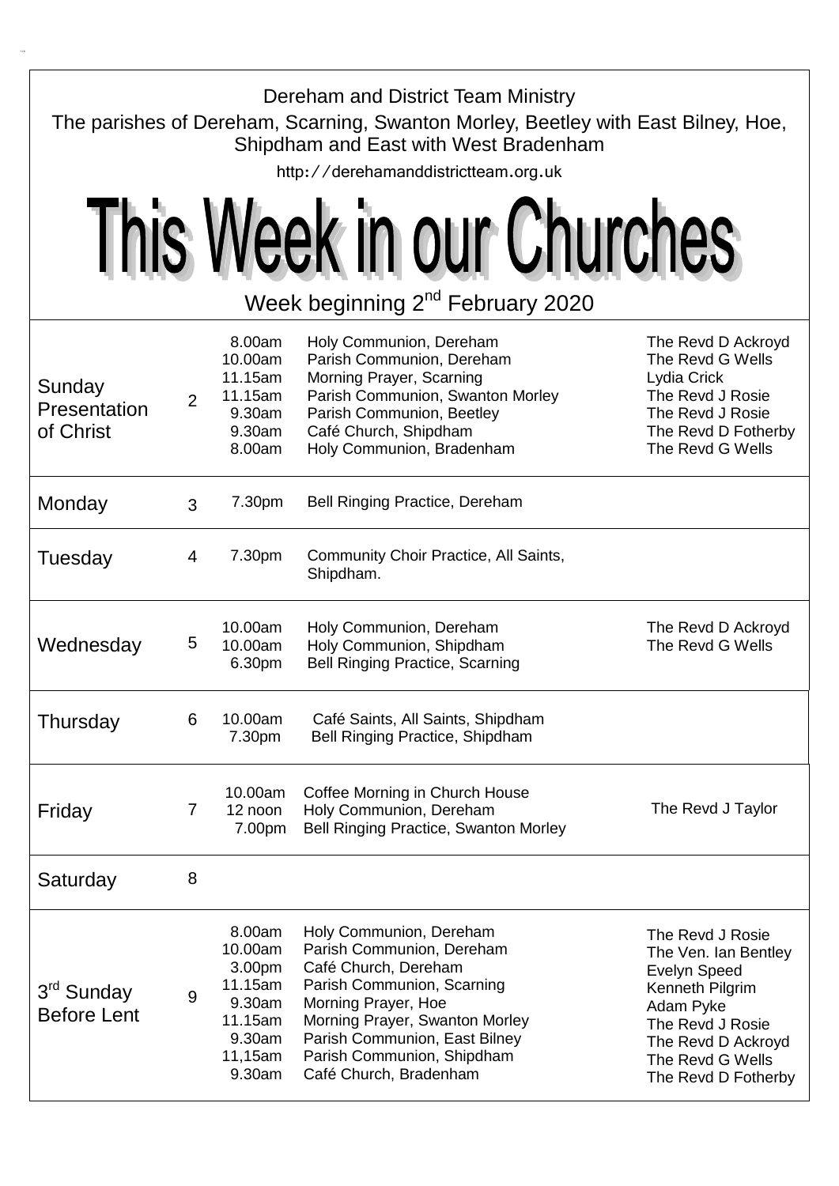Dereham and District Team Ministry

The parishes of Dereham, Scarning, Swanton Morley, Beetley with East Bilney, Hoe, Shipdham and East with West Bradenham

http://derehamanddistrictteam.org.uk

# This Week in our Churches

## Week beginning 2nd February 2020

| Day | Date | Time | Service / Event | Officiant |
|---|---|---|---|---|
| Sunday Presentation of Christ | 2 | 8.00am<br>10.00am<br>11.15am<br>11.15am<br>9.30am<br>9.30am<br>8.00am | Holy Communion, Dereham<br>Parish Communion, Dereham<br>Morning Prayer, Scarning<br>Parish Communion, Swanton Morley<br>Parish Communion, Beetley<br>Café Church, Shipdham<br>Holy Communion, Bradenham | The Revd D Ackroyd<br>The Revd G Wells<br>Lydia Crick<br>The Revd J Rosie<br>The Revd J Rosie<br>The Revd D Fotherby<br>The Revd G Wells |
| Monday | 3 | 7.30pm | Bell Ringing Practice, Dereham | |
| Tuesday | 4 | 7.30pm | Community Choir Practice, All Saints, Shipdham. | |
| Wednesday | 5 | 10.00am<br>10.00am<br>6.30pm | Holy Communion, Dereham<br>Holy Communion, Shipdham<br>Bell Ringing Practice, Scarning | The Revd D Ackroyd<br>The Revd G Wells |
| Thursday | 6 | 10.00am<br>7.30pm | Café Saints, All Saints, Shipdham<br>Bell Ringing Practice, Shipdham | |
| Friday | 7 | 10.00am<br>12 noon<br>7.00pm | Coffee Morning in Church House<br>Holy Communion, Dereham<br>Bell Ringing Practice, Swanton Morley | The Revd J Taylor |
| Saturday | 8 | | | |
| 3rd Sunday Before Lent | 9 | 8.00am<br>10.00am<br>3.00pm<br>11.15am<br>9.30am<br>11.15am<br>9.30am<br>11,15am<br>9.30am | Holy Communion, Dereham<br>Parish Communion, Dereham<br>Café Church, Dereham<br>Parish Communion, Scarning<br>Morning Prayer, Hoe<br>Morning Prayer, Swanton Morley<br>Parish Communion, East Bilney<br>Parish Communion, Shipdham<br>Café Church, Bradenham | The Revd J Rosie<br>The Ven. Ian Bentley<br>Evelyn Speed<br>Kenneth Pilgrim<br>Adam Pyke<br>The Revd J Rosie<br>The Revd D Ackroyd<br>The Revd G Wells<br>The Revd D Fotherby |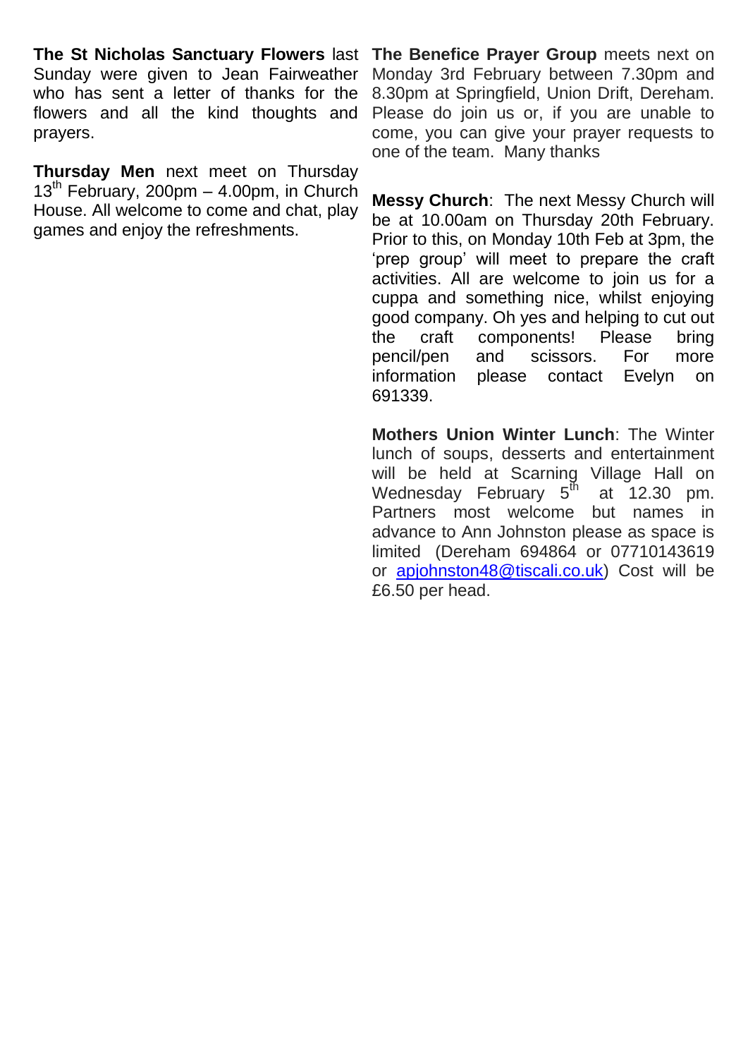**The St Nicholas Sanctuary Flowers** last Sunday were given to Jean Fairweather who has sent a letter of thanks for the flowers and all the kind thoughts and prayers.

**Thursday Men** next meet on Thursday 13th February, 200pm – 4.00pm, in Church House. All welcome to come and chat, play games and enjoy the refreshments.

**The Benefice Prayer Group** meets next on Monday 3rd February between 7.30pm and 8.30pm at Springfield, Union Drift, Dereham. Please do join us or, if you are unable to come, you can give your prayer requests to one of the team. Many thanks

**Messy Church**: The next Messy Church will be at 10.00am on Thursday 20th February. Prior to this, on Monday 10th Feb at 3pm, the 'prep group' will meet to prepare the craft activities. All are welcome to join us for a cuppa and something nice, whilst enjoying good company. Oh yes and helping to cut out the craft components! Please bring pencil/pen and scissors. For more information please contact Evelyn on 691339.

**Mothers Union Winter Lunch**: The Winter lunch of soups, desserts and entertainment will be held at Scarning Village Hall on Wednesday February 5th at 12.30 pm. Partners most welcome but names in advance to Ann Johnston please as space is limited (Dereham 694864 or 07710143619 or apjohnston48@tiscali.co.uk) Cost will be £6.50 per head.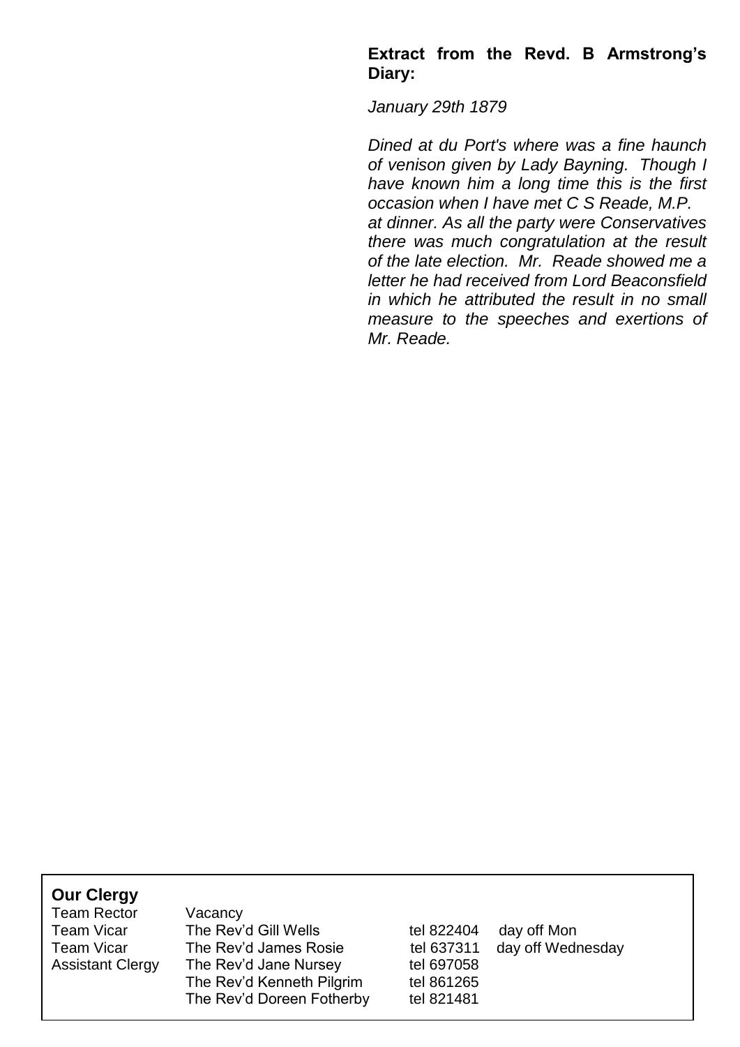**Extract from the Revd. B Armstrong's Diary:**

*January 29th 1879*

*Dined at du Port's where was a fine haunch of venison given by Lady Bayning. Though I have known him a long time this is the first occasion when I have met C S Reade, M.P. at dinner. As all the party were Conservatives there was much congratulation at the result of the late election. Mr. Reade showed me a letter he had received from Lord Beaconsfield in which he attributed the result in no small measure to the speeches and exertions of Mr. Reade.*

**Our Clergy**

| | | | |
|---|---|---|---|
| Team Rector | Vacancy | | |
| Team Vicar | The Rev'd Gill Wells | tel 822404 | day off Mon |
| Team Vicar | The Rev'd James Rosie | tel 637311 | day off Wednesday |
| Assistant Clergy | The Rev'd Jane Nursey | tel 697058 | |
| | The Rev'd Kenneth Pilgrim | tel 861265 | |
| | The Rev'd Doreen Fotherby | tel 821481 | |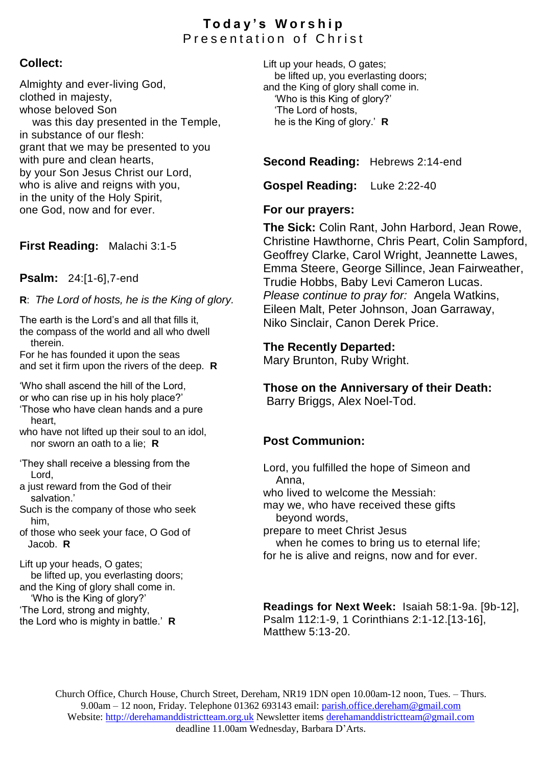# Today's Worship
## Presentation of Christ

### Collect:

Almighty and ever-living God,
clothed in majesty,
whose beloved Son
was this day presented in the Temple,
in substance of our flesh:
grant that we may be presented to you
with pure and clean hearts,
by your Son Jesus Christ our Lord,
who is alive and reigns with you,
in the unity of the Holy Spirit,
one God, now and for ever.

**First Reading:** Malachi 3:1-5

**Psalm:** 24:[1-6],7-end

**R**: *The Lord of hosts, he is the King of glory.*

The earth is the Lord's and all that fills it,
the compass of the world and all who dwell therein.
For he has founded it upon the seas
and set it firm upon the rivers of the deep. **R**

'Who shall ascend the hill of the Lord,
or who can rise up in his holy place?'
'Those who have clean hands and a pure heart,
who have not lifted up their soul to an idol,
nor sworn an oath to a lie; **R**

'They shall receive a blessing from the Lord,
a just reward from the God of their salvation.'
Such is the company of those who seek him,
of those who seek your face, O God of Jacob. **R**

Lift up your heads, O gates;
be lifted up, you everlasting doors;
and the King of glory shall come in.
'Who is the King of glory?'
'The Lord, strong and mighty,
the Lord who is mighty in battle.' **R**

Lift up your heads, O gates;
be lifted up, you everlasting doors;
and the King of glory shall come in.
'Who is this King of glory?'
'The Lord of hosts,
he is the King of glory.' **R**

**Second Reading:** Hebrews 2:14-end

**Gospel Reading:** Luke 2:22-40

### For our prayers:

**The Sick:** Colin Rant, John Harbord, Jean Rowe, Christine Hawthorne, Chris Peart, Colin Sampford, Geoffrey Clarke, Carol Wright, Jeannette Lawes, Emma Steere, George Sillince, Jean Fairweather, Trudie Hobbs, Baby Levi Cameron Lucas.
*Please continue to pray for:* Angela Watkins, Eileen Malt, Peter Johnson, Joan Garraway, Niko Sinclair, Canon Derek Price.

**The Recently Departed:**
Mary Brunton, Ruby Wright.

**Those on the Anniversary of their Death:**
Barry Briggs, Alex Noel-Tod.

### Post Communion:

Lord, you fulfilled the hope of Simeon and Anna,
who lived to welcome the Messiah:
may we, who have received these gifts beyond words,
prepare to meet Christ Jesus
when he comes to bring us to eternal life;
for he is alive and reigns, now and for ever.

**Readings for Next Week:** Isaiah 58:1-9a. [9b-12], Psalm 112:1-9, 1 Corinthians 2:1-12.[13-16], Matthew 5:13-20.

Church Office, Church House, Church Street, Dereham, NR19 1DN open 10.00am-12 noon, Tues. – Thurs. 9.00am – 12 noon, Friday. Telephone 01362 693143 email: parish.office.dereham@gmail.com
Website: http://derehamanddistrictteam.org.uk Newsletter items derehamanddistrictteam@gmail.com deadline 11.00am Wednesday, Barbara D'Arts.